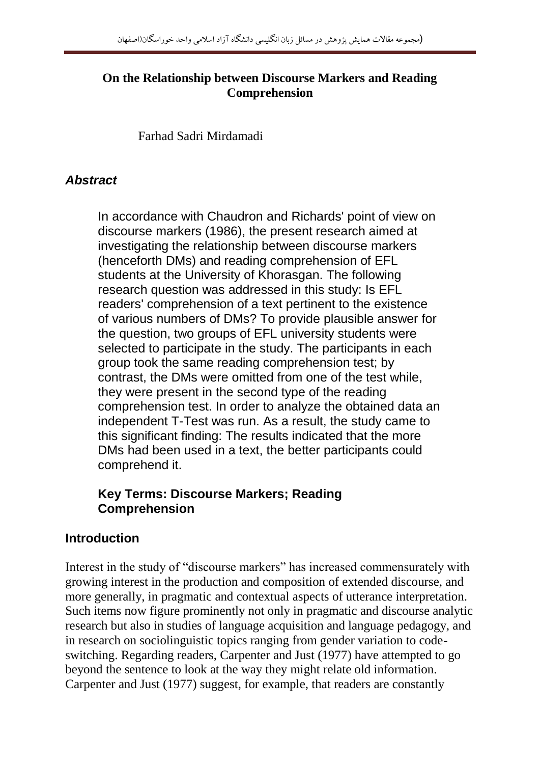# On the Relationship between Discourse Markers and Reading Comprehension

Farhad Sadri Mirdamadi

## *Abstract*

In accordance with Chaudron and Richards' point of view on discourse markers (1986), the present research aimed at investigating the relationship between discourse markers (henceforth DMs) and reading comprehension of EFL students at the University of Khorasgan. The following research question was addressed in this study: Is EFL readers' comprehension of a text pertinent to the existence of various numbers of DMs? To provide plausible answer for the question, two groups of EFL university students were selected to participate in the study. The participants in each group took the same reading comprehension test; by contrast, the DMs were omitted from one of the test while, they were present in the second type of the reading comprehension test. In order to analyze the obtained data an independent T-Test was run. As a result, the study came to this significant finding: The results indicated that the more DMs had been used in a text, the better participants could comprehend it.

**Key Terms: Discourse Markers; Reading Comprehension**

## Introduction

Interest in the study of "discourse markers" has increased commensurately with growing interest in the production and composition of extended discourse, and more generally, in pragmatic and contextual aspects of utterance interpretation. Such items now figure prominently not only in pragmatic and discourse analytic research but also in studies of language acquisition and language pedagogy, and in research on sociolinguistic topics ranging from gender variation to code-switching. Regarding readers, Carpenter and Just (1977) have attempted to go beyond the sentence to look at the way they might relate old information. Carpenter and Just (1977) suggest, for example, that readers are constantly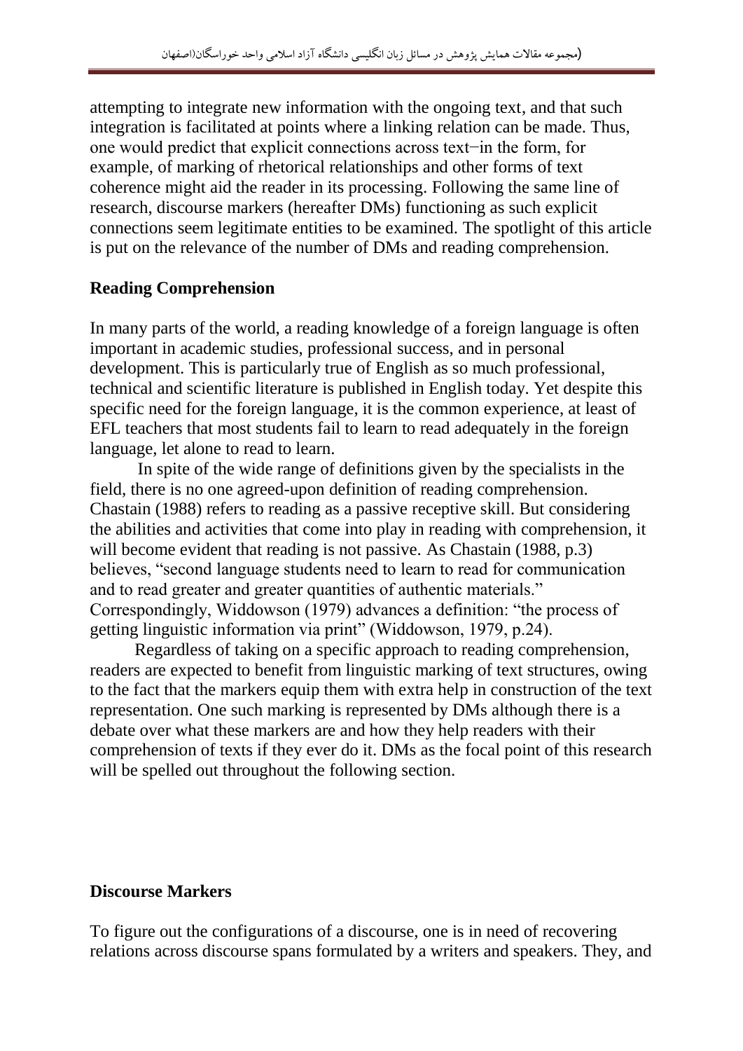attempting to integrate new information with the ongoing text, and that such integration is facilitated at points where a linking relation can be made. Thus, one would predict that explicit connections across text−in the form, for example, of marking of rhetorical relationships and other forms of text coherence might aid the reader in its processing. Following the same line of research, discourse markers (hereafter DMs) functioning as such explicit connections seem legitimate entities to be examined. The spotlight of this article is put on the relevance of the number of DMs and reading comprehension.

## Reading Comprehension

In many parts of the world, a reading knowledge of a foreign language is often important in academic studies, professional success, and in personal development. This is particularly true of English as so much professional, technical and scientific literature is published in English today. Yet despite this specific need for the foreign language, it is the common experience, at least of EFL teachers that most students fail to learn to read adequately in the foreign language, let alone to read to learn.

In spite of the wide range of definitions given by the specialists in the field, there is no one agreed-upon definition of reading comprehension. Chastain (1988) refers to reading as a passive receptive skill. But considering the abilities and activities that come into play in reading with comprehension, it will become evident that reading is not passive. As Chastain (1988, p.3) believes, "second language students need to learn to read for communication and to read greater and greater quantities of authentic materials." Correspondingly, Widdowson (1979) advances a definition: "the process of getting linguistic information via print" (Widdowson, 1979, p.24).

Regardless of taking on a specific approach to reading comprehension, readers are expected to benefit from linguistic marking of text structures, owing to the fact that the markers equip them with extra help in construction of the text representation. One such marking is represented by DMs although there is a debate over what these markers are and how they help readers with their comprehension of texts if they ever do it. DMs as the focal point of this research will be spelled out throughout the following section.

## Discourse Markers

To figure out the configurations of a discourse, one is in need of recovering relations across discourse spans formulated by a writers and speakers. They, and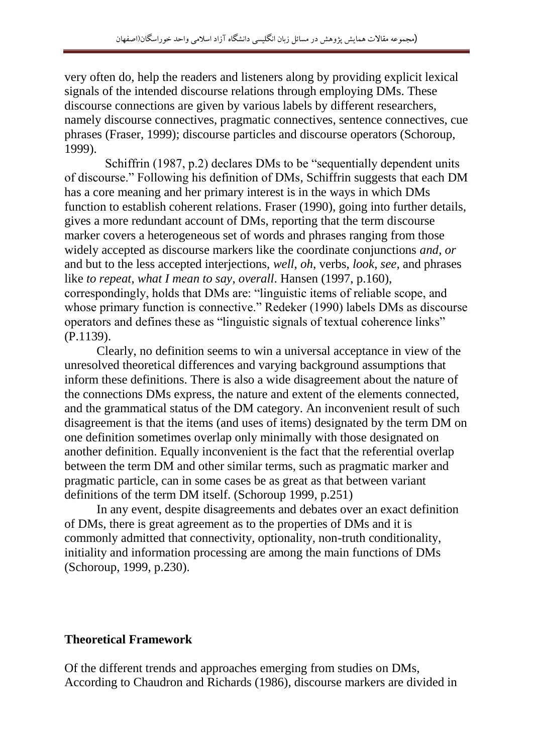very often do, help the readers and listeners along by providing explicit lexical signals of the intended discourse relations through employing DMs. These discourse connections are given by various labels by different researchers, namely discourse connectives, pragmatic connectives, sentence connectives, cue phrases (Fraser, 1999); discourse particles and discourse operators (Schoroup, 1999).

Schiffrin (1987, p.2) declares DMs to be "sequentially dependent units of discourse." Following his definition of DMs, Schiffrin suggests that each DM has a core meaning and her primary interest is in the ways in which DMs function to establish coherent relations. Fraser (1990), going into further details, gives a more redundant account of DMs, reporting that the term discourse marker covers a heterogeneous set of words and phrases ranging from those widely accepted as discourse markers like the coordinate conjunctions *and*, *or* and but to the less accepted interjections, *well*, *oh*, verbs, *look*, *see*, and phrases like *to repeat*, *what I mean to say*, *overall*. Hansen (1997, p.160), correspondingly, holds that DMs are: "linguistic items of reliable scope, and whose primary function is connective." Redeker (1990) labels DMs as discourse operators and defines these as "linguistic signals of textual coherence links" (P.1139).

Clearly, no definition seems to win a universal acceptance in view of the unresolved theoretical differences and varying background assumptions that inform these definitions. There is also a wide disagreement about the nature of the connections DMs express, the nature and extent of the elements connected, and the grammatical status of the DM category. An inconvenient result of such disagreement is that the items (and uses of items) designated by the term DM on one definition sometimes overlap only minimally with those designated on another definition. Equally inconvenient is the fact that the referential overlap between the term DM and other similar terms, such as pragmatic marker and pragmatic particle, can in some cases be as great as that between variant definitions of the term DM itself. (Schoroup 1999, p.251)

In any event, despite disagreements and debates over an exact definition of DMs, there is great agreement as to the properties of DMs and it is commonly admitted that connectivity, optionality, non-truth conditionality, initiality and information processing are among the main functions of DMs (Schoroup, 1999, p.230).

**Theoretical Framework**

Of the different trends and approaches emerging from studies on DMs, According to Chaudron and Richards (1986), discourse markers are divided in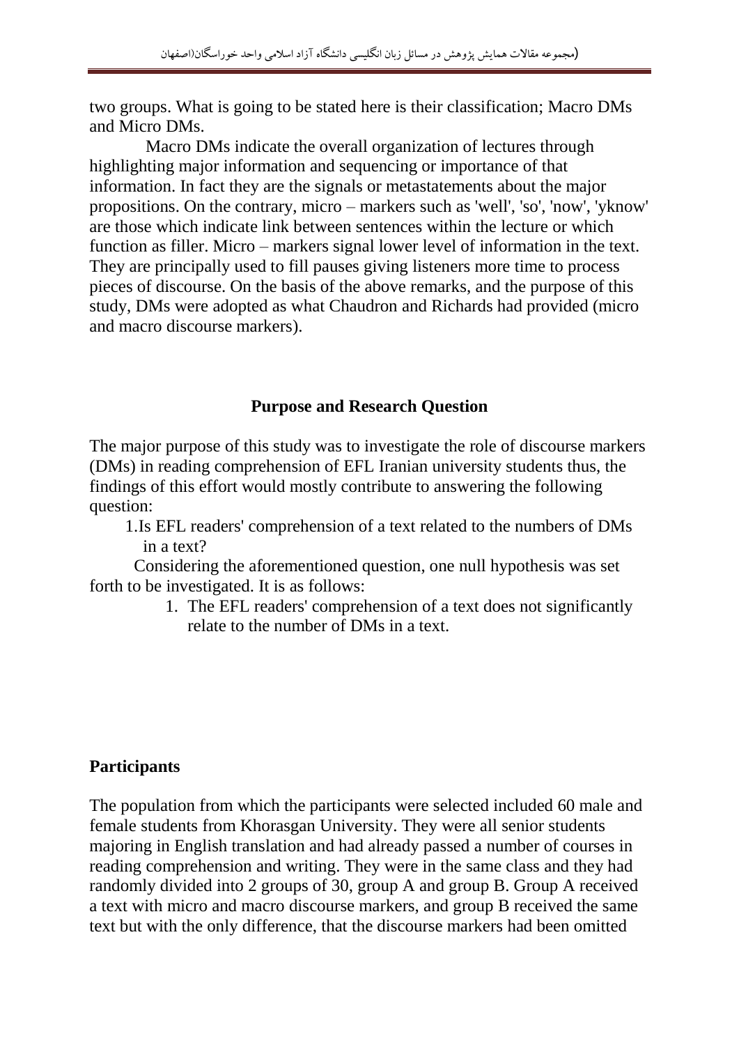two groups. What is going to be stated here is their classification; Macro DMs and Micro DMs.

Macro DMs indicate the overall organization of lectures through highlighting major information and sequencing or importance of that information. In fact they are the signals or metastatements about the major propositions. On the contrary, micro – markers such as 'well', 'so', 'now', 'yknow' are those which indicate link between sentences within the lecture or which function as filler. Micro – markers signal lower level of information in the text. They are principally used to fill pauses giving listeners more time to process pieces of discourse. On the basis of the above remarks, and the purpose of this study, DMs were adopted as what Chaudron and Richards had provided (micro and macro discourse markers).

## Purpose and Research Question

The major purpose of this study was to investigate the role of discourse markers (DMs) in reading comprehension of EFL Iranian university students thus, the findings of this effort would mostly contribute to answering the following question:

1. Is EFL readers' comprehension of a text related to the numbers of DMs in a text?

Considering the aforementioned question, one null hypothesis was set forth to be investigated. It is as follows:

1. The EFL readers' comprehension of a text does not significantly relate to the number of DMs in a text.

## Participants

The population from which the participants were selected included 60 male and female students from Khorasgan University. They were all senior students majoring in English translation and had already passed a number of courses in reading comprehension and writing. They were in the same class and they had randomly divided into 2 groups of 30, group A and group B. Group A received a text with micro and macro discourse markers, and group B received the same text but with the only difference, that the discourse markers had been omitted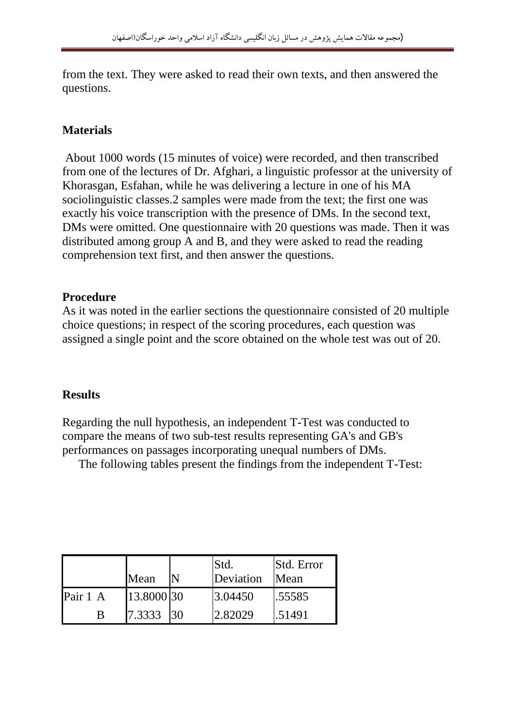from the text. They were asked to read their own texts, and then answered the questions.

## Materials

About 1000 words (15 minutes of voice) were recorded, and then transcribed from one of the lectures of Dr. Afghari, a linguistic professor at the university of Khorasgan, Esfahan, while he was delivering a lecture in one of his MA sociolinguistic classes.2 samples were made from the text; the first one was exactly his voice transcription with the presence of DMs. In the second text, DMs were omitted. One questionnaire with 20 questions was made. Then it was distributed among group A and B, and they were asked to read the reading comprehension text first, and then answer the questions.

## Procedure

As it was noted in the earlier sections the questionnaire consisted of 20 multiple choice questions; in respect of the scoring procedures, each question was assigned a single point and the score obtained on the whole test was out of 20.

## Results

Regarding the null hypothesis, an independent T-Test was conducted to compare the means of two sub-test results representing GA's and GB's performances on passages incorporating unequal numbers of DMs.

The following tables present the findings from the independent T-Test:

| | Mean | N | Std. Deviation | Std. Error Mean |
|---|---|---|---|---|
| Pair 1 A | 13.8000 | 30 | 3.04450 | .55585 |
| B | 7.3333 | 30 | 2.82029 | .51491 |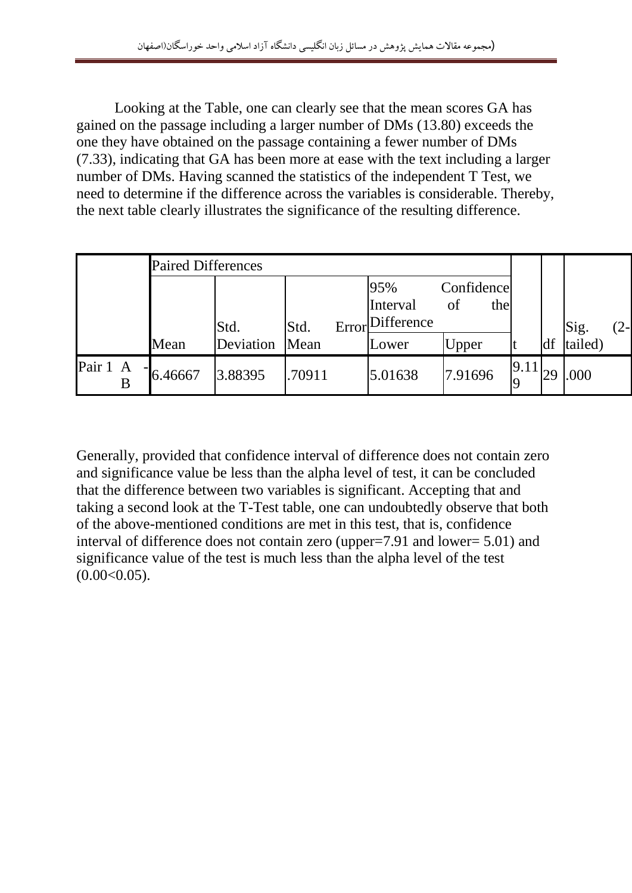Looking at the Table, one can clearly see that the mean scores GA has gained on the passage including a larger number of DMs (13.80) exceeds the one they have obtained on the passage containing a fewer number of DMs (7.33), indicating that GA has been more at ease with the text including a larger number of DMs. Having scanned the statistics of the independent T Test, we need to determine if the difference across the variables is considerable. Thereby, the next table clearly illustrates the significance of the resulting difference.

| | Paired Differences | | | | | | | |
|---|---|---|---|---|---|---|---|---|
| | | | | 95% Confidence Interval of the Difference | | | | |
| | Mean | Std. Deviation | Std. Error Mean | Lower | Upper | t | df | Sig. (2-tailed) |
| Pair 1 A - B | 6.46667 | 3.88395 | .70911 | 5.01638 | 7.91696 | 9.119 | 29 | .000 |

Generally, provided that confidence interval of difference does not contain zero and significance value be less than the alpha level of test, it can be concluded that the difference between two variables is significant. Accepting that and taking a second look at the T-Test table, one can undoubtedly observe that both of the above-mentioned conditions are met in this test, that is, confidence interval of difference does not contain zero (upper=7.91 and lower= 5.01) and significance value of the test is much less than the alpha level of the test (0.00<0.05).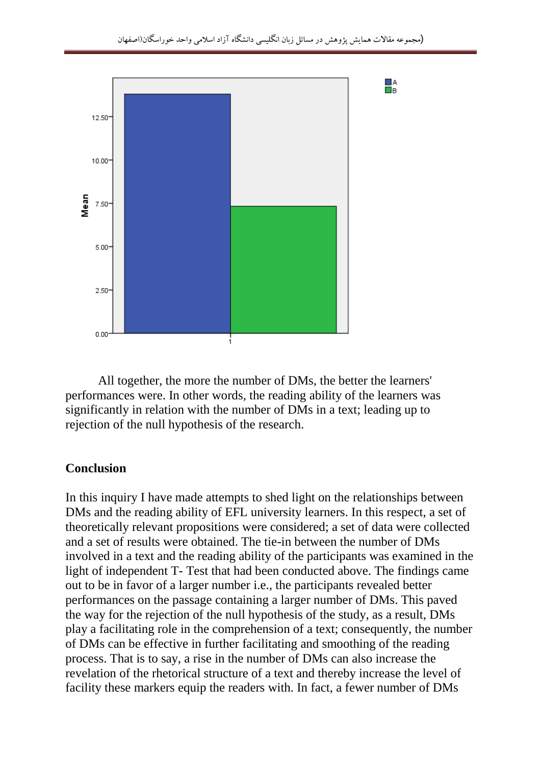All together, the more the number of DMs, the better the learners' performances were. In other words, the reading ability of the learners was significantly in relation with the number of DMs in a text; leading up to rejection of the null hypothesis of the research.

## Conclusion

In this inquiry I have made attempts to shed light on the relationships between DMs and the reading ability of EFL university learners. In this respect, a set of theoretically relevant propositions were considered; a set of data were collected and a set of results were obtained. The tie-in between the number of DMs involved in a text and the reading ability of the participants was examined in the light of independent T- Test that had been conducted above. The findings came out to be in favor of a larger number i.e., the participants revealed better performances on the passage containing a larger number of DMs. This paved the way for the rejection of the null hypothesis of the study, as a result, DMs play a facilitating role in the comprehension of a text; consequently, the number of DMs can be effective in further facilitating and smoothing of the reading process. That is to say, a rise in the number of DMs can also increase the revelation of the rhetorical structure of a text and thereby increase the level of facility these markers equip the readers with. In fact, a fewer number of DMs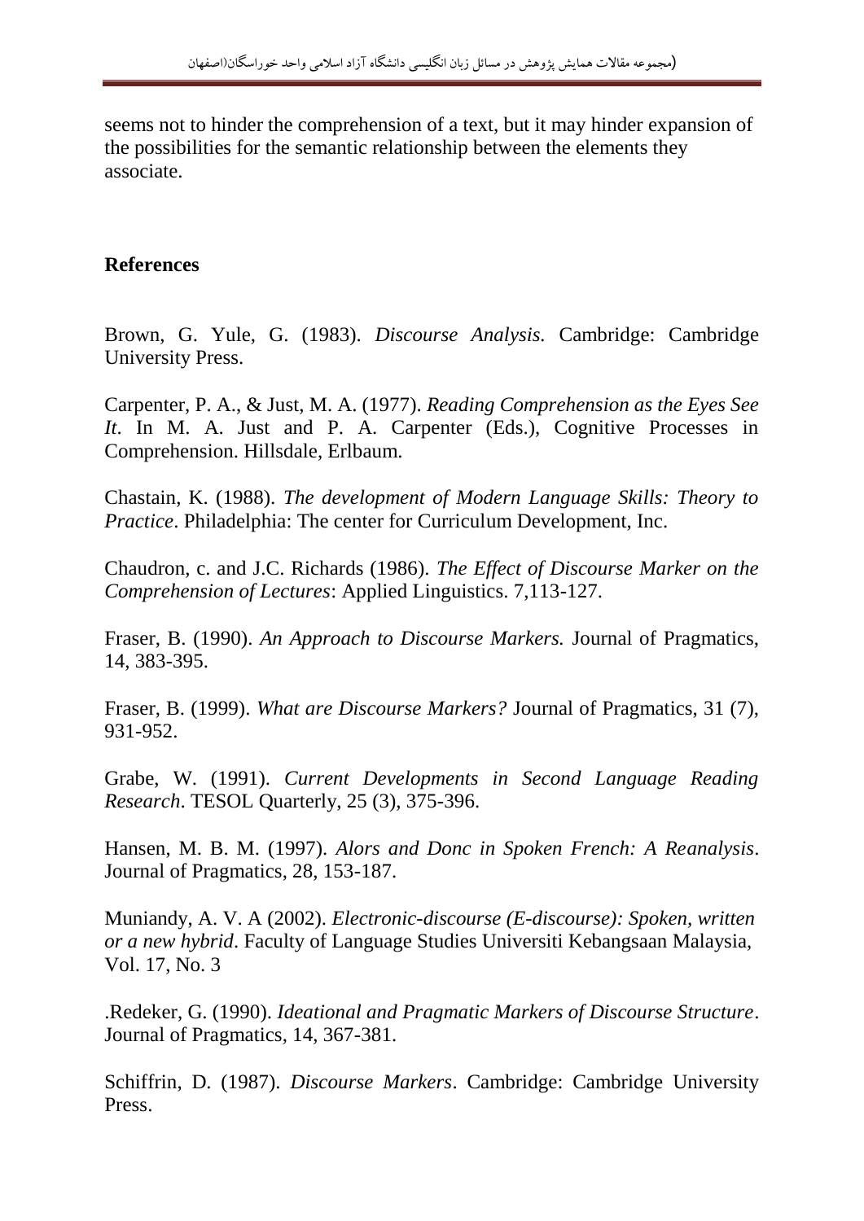seems not to hinder the comprehension of a text, but it may hinder expansion of the possibilities for the semantic relationship between the elements they associate.

## References

Brown, G. Yule, G. (1983). *Discourse Analysis.* Cambridge: Cambridge University Press.

Carpenter, P. A., & Just, M. A. (1977). *Reading Comprehension as the Eyes See It*. In M. A. Just and P. A. Carpenter (Eds.), Cognitive Processes in Comprehension. Hillsdale, Erlbaum.

Chastain, K. (1988). *The development of Modern Language Skills: Theory to Practice*. Philadelphia: The center for Curriculum Development, Inc.

Chaudron, c. and J.C. Richards (1986). *The Effect of Discourse Marker on the Comprehension of Lectures*: Applied Linguistics. 7,113-127.

Fraser, B. (1990). *An Approach to Discourse Markers.* Journal of Pragmatics, 14, 383-395.

Fraser, B. (1999). *What are Discourse Markers?* Journal of Pragmatics, 31 (7), 931-952.

Grabe, W. (1991). *Current Developments in Second Language Reading Research*. TESOL Quarterly, 25 (3), 375-396.

Hansen, M. B. M. (1997). *Alors and Donc in Spoken French: A Reanalysis*. Journal of Pragmatics, 28, 153-187.

Muniandy, A. V. A (2002). *Electronic-discourse (E-discourse): Spoken, written or a new hybrid*. Faculty of Language Studies Universiti Kebangsaan Malaysia, Vol. 17, No. 3

.Redeker, G. (1990). *Ideational and Pragmatic Markers of Discourse Structure*. Journal of Pragmatics, 14, 367-381.

Schiffrin, D. (1987). *Discourse Markers*. Cambridge: Cambridge University Press.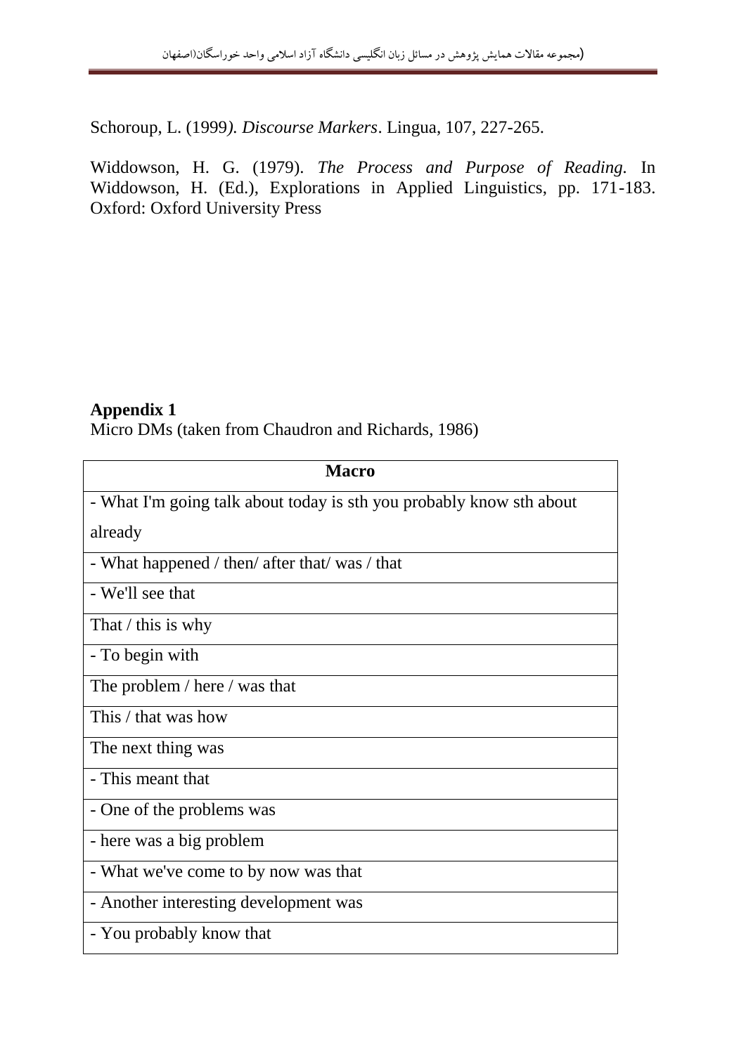Schoroup, L. (1999*). Discourse Markers*. Lingua, 107, 227-265.

Widdowson, H. G. (1979). *The Process and Purpose of Reading.* In Widdowson, H. (Ed.), Explorations in Applied Linguistics, pp. 171-183. Oxford: Oxford University Press

**Appendix 1**

Micro DMs (taken from Chaudron and Richards, 1986)

| **Macro** |
| --- |
| - What I'm going talk about today is sth you probably know sth about already |
| - What happened / then/ after that/ was / that |
| - We'll see that |
| That / this is why |
| - To begin with |
| The problem / here / was that |
| This / that was how |
| The next thing was |
| - This meant that |
| - One of the problems was |
| - here was a big problem |
| - What we've come to by now was that |
| - Another interesting development was |
| - You probably know that |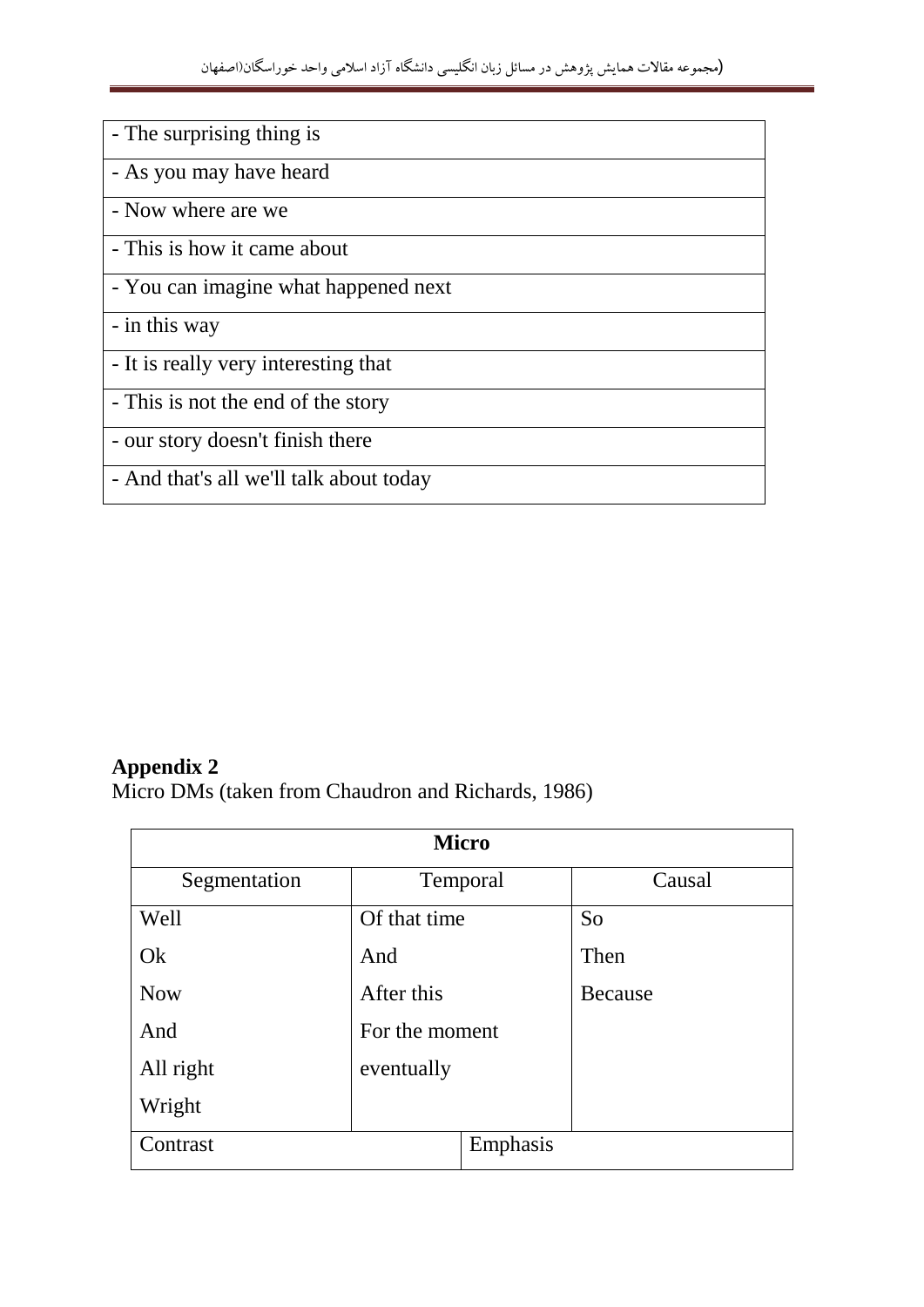| - The surprising thing is |
|---|
| - As you may have heard |
| - Now where are we |
| - This is how it came about |
| - You can imagine what happened next |
| - in this way |
| - It is really very interesting that |
| - This is not the end of the story |
| - our story doesn't finish there |
| - And that's all we'll talk about today |

**Appendix 2**

Micro DMs (taken from Chaudron and Richards, 1986)

| **Micro** | | |
|---|---|---|
| Segmentation | Temporal | Causal |
| Well<br>Ok<br>Now<br>And<br>All right<br>Wright | Of that time<br>And<br>After this<br>For the moment<br>eventually | So<br>Then<br>Because |
| Contrast | Emphasis | |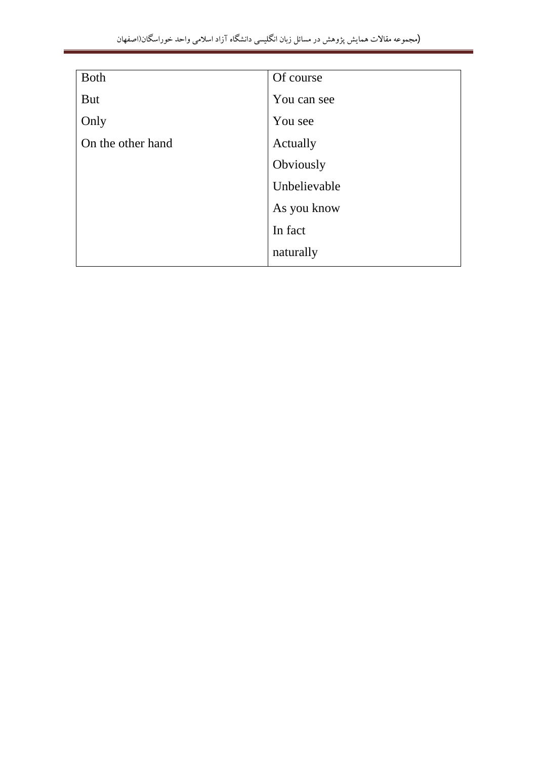| | |
|---|---|
| Both | Of course |
| But | You can see |
| Only | You see |
| On the other hand | Actually |
| | Obviously |
| | Unbelievable |
| | As you know |
| | In fact |
| | naturally |